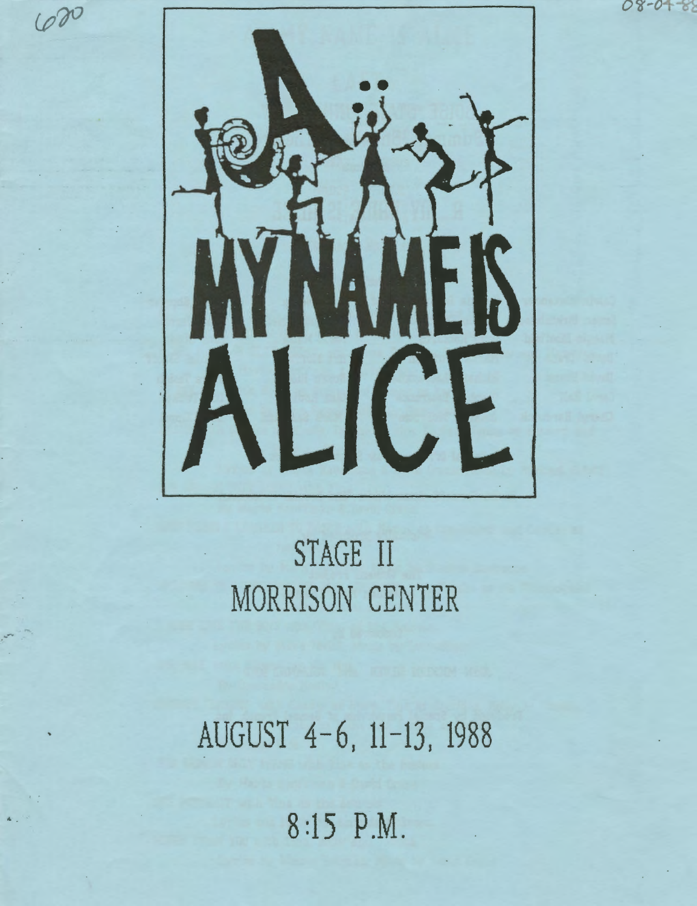# A... MY NAME IS ALICE

STAGE II
MORRISON CENTER

AUGUST 4-6, 11-13, 1988

8:15 P.M.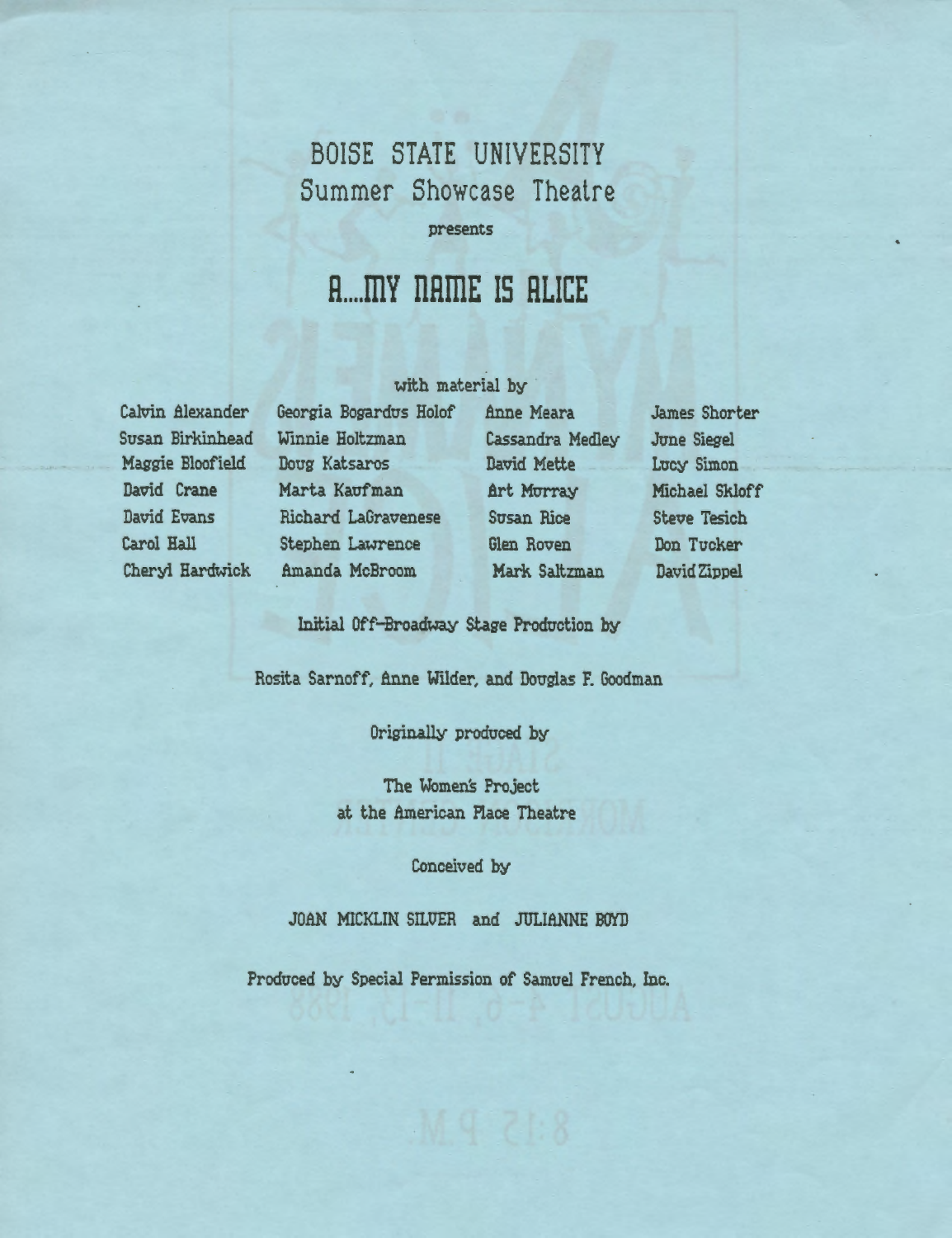# BOISE STATE UNIVERSITY
## Summer Showcase Theatre

presents

# A....MY NAME IS ALICE

with material by

| | | | |
|---|---|---|---|
| Calvin Alexander | Georgia Bogardus Holof | Anne Meara | James Shorter |
| Susan Birkinhead | Winnie Holtzman | Cassandra Medley | June Siegel |
| Maggie Bloofield | Doug Katsaros | David Mette | Lucy Simon |
| David Crane | Marta Kaufman | Art Murray | Michael Skloff |
| David Evans | Richard LaGravenese | Susan Rice | Steve Tesich |
| Carol Hall | Stephen Lawrence | Glen Roven | Don Tucker |
| Cheryl Hardwick | Amanda McBroom | Mark Saltzman | David Zippel |

Initial Off-Broadway Stage Production by

Rosita Sarnoff, Anne Wilder, and Douglas F. Goodman

Originally produced by

The Women's Project
at the American Place Theatre

Conceived by

JOAN MICKLIN SILVER and JULIANNE BOYD

Produced by Special Permission of Samuel French, Inc.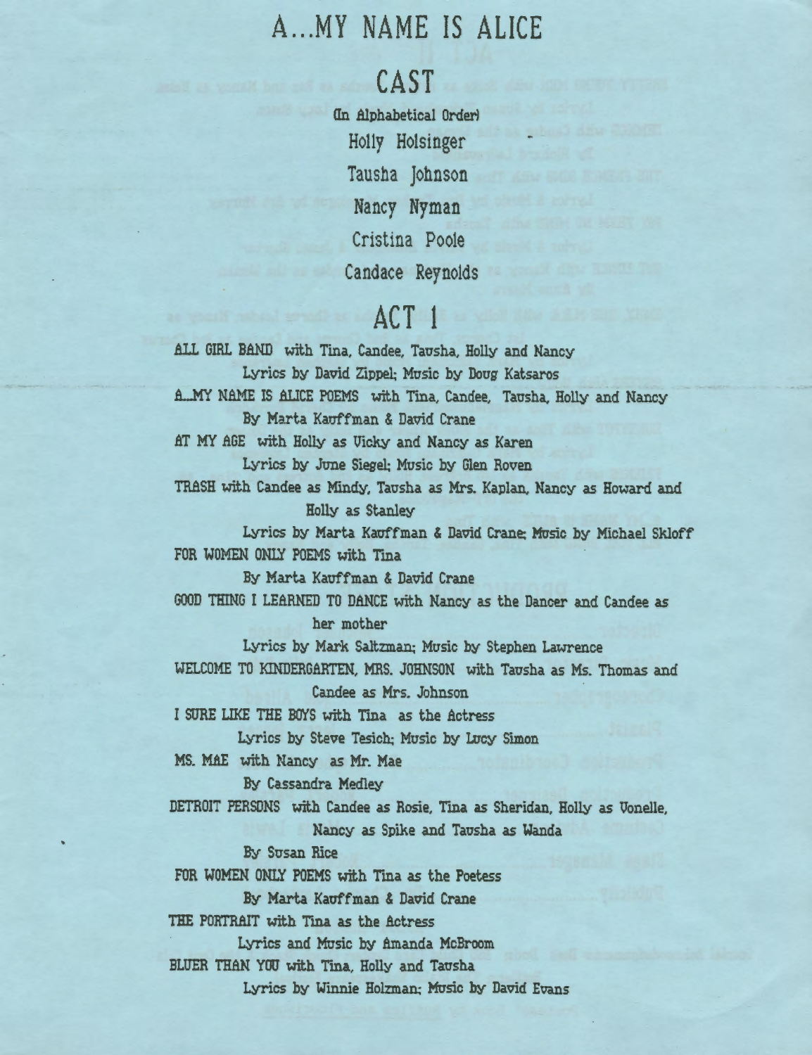# A...MY NAME IS ALICE

## CAST

(In Alphabetical Order)

Holly Holsinger

Tausha Johnson

Nancy Nyman

Cristina Poole

Candace Reynolds

## ACT 1

ALL GIRL BAND with Tina, Candee, Tausha, Holly and Nancy
Lyrics by David Zippel; Music by Doug Katsaros

A...MY NAME IS ALICE POEMS with Tina, Candee, Tausha, Holly and Nancy
By Marta Kauffman & David Crane

AT MY AGE with Holly as Vicky and Nancy as Karen
Lyrics by June Siegel; Music by Glen Roven

TRASH with Candee as Mindy, Tausha as Mrs. Kaplan, Nancy as Howard and Holly as Stanley
Lyrics by Marta Kauffman & David Crane; Music by Michael Skloff

FOR WOMEN ONLY POEMS with Tina
By Marta Kauffman & David Crane

GOOD THING I LEARNED TO DANCE with Nancy as the Dancer and Candee as her mother
Lyrics by Mark Saltzman; Music by Stephen Lawrence

WELCOME TO KINDERGARTEN, MRS. JOHNSON with Tausha as Ms. Thomas and Candee as Mrs. Johnson

I SURE LIKE THE BOYS with Tina as the Actress
Lyrics by Steve Tesich; Music by Lucy Simon

MS. MAE with Nancy as Mr. Mae
By Cassandra Medley

DETROIT PERSONS with Candee as Rosie, Tina as Sheridan, Holly as Vonelle, Nancy as Spike and Tausha as Wanda
By Susan Rice

FOR WOMEN ONLY POEMS with Tina as the Poetess
By Marta Kauffman & David Crane

THE PORTRAIT with Tina as the Actress
Lyrics and Music by Amanda McBroom

BLUER THAN YOU with Tina, Holly and Tausha
Lyrics by Winnie Holzman; Music by David Evans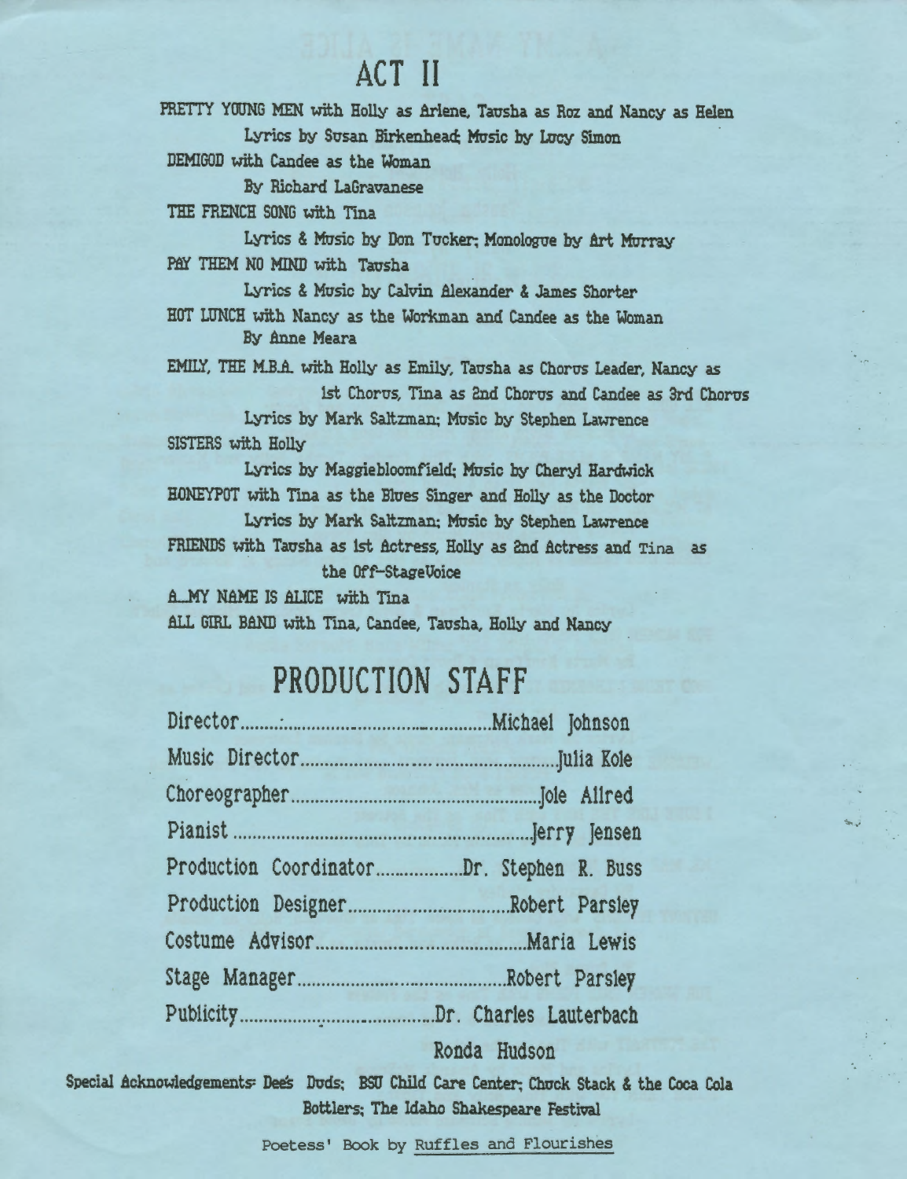# ACT II

PRETTY YOUNG MEN with Holly as Arlene, Tausha as Roz and Nancy as Helen
Lyrics by Susan Birkenhead; Music by Lucy Simon

DEMIGOD with Candee as the Woman
By Richard LaGravanese

THE FRENCH SONG with Tina
Lyrics & Music by Don Tucker; Monologue by Art Murray

PAY THEM NO MIND with Tausha
Lyrics & Music by Calvin Alexander & James Shorter

HOT LUNCH with Nancy as the Workman and Candee as the Woman
By Anne Meara

EMILY, THE M.B.A. with Holly as Emily, Tausha as Chorus Leader, Nancy as 1st Chorus, Tina as 2nd Chorus and Candee as 3rd Chorus
Lyrics by Mark Saltzman; Music by Stephen Lawrence

SISTERS with Holly
Lyrics by Maggiebloomfield; Music by Cheryl Hardwick

HONEYPOT with Tina as the Blues Singer and Holly as the Doctor
Lyrics by Mark Saltzman; Music by Stephen Lawrence

FRIENDS with Tausha as 1st Actress, Holly as 2nd Actress and Tina as the Off-StageVoice

A...MY NAME IS ALICE with Tina

ALL GIRL BAND with Tina, Candee, Tausha, Holly and Nancy

# PRODUCTION STAFF

Director..........Michael Johnson
Music Director..........Julia Kole
Choreographer..........Jole Allred
Pianist..........Jerry Jensen
Production Coordinator..........Dr. Stephen R. Buss
Production Designer..........Robert Parsley
Costume Advisor..........Maria Lewis
Stage Manager..........Robert Parsley
Publicity..........Dr. Charles Lauterbach
Ronda Hudson

Special Acknowledgements: Dee's Duds; BSU Child Care Center; Chuck Stack & the Coca Cola Bottlers; The Idaho Shakespeare Festival

Poetess' Book by Ruffles and Flourishes